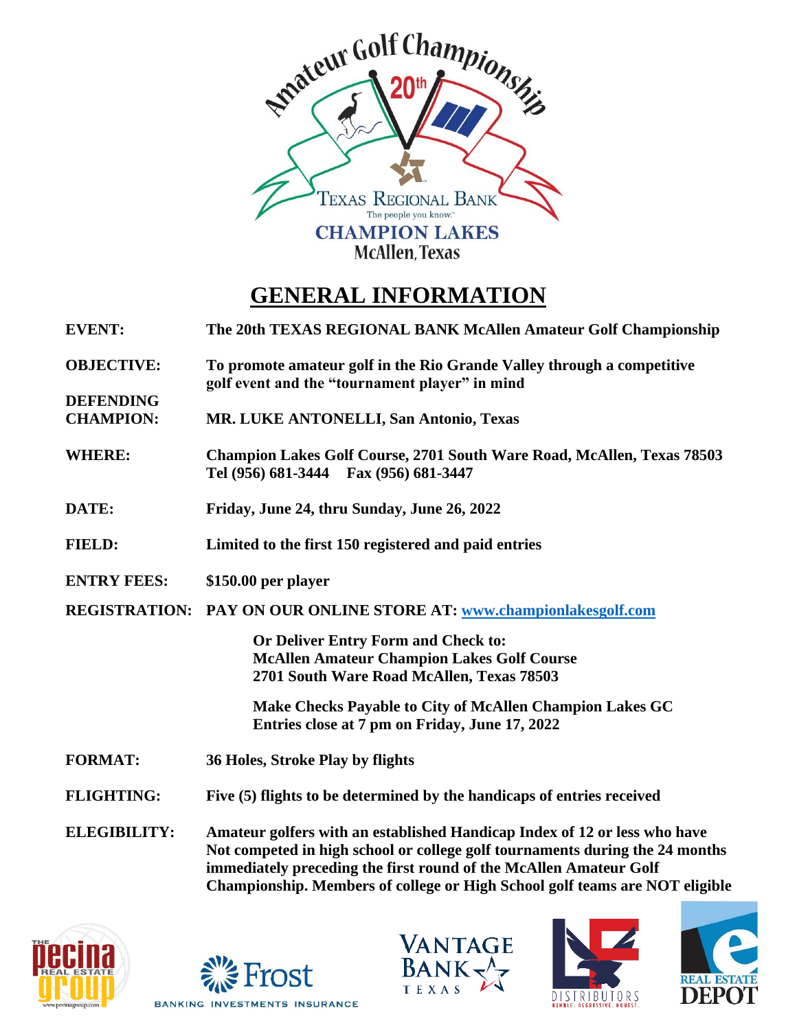Amateur Golf Championship 20th

TEXAS REGIONAL BANK
The people you know.™
CHAMPION LAKES
McAllen, Texas

# GENERAL INFORMATION

**EVENT:** The 20th TEXAS REGIONAL BANK McAllen Amateur Golf Championship

**OBJECTIVE:** To promote amateur golf in the Rio Grande Valley through a competitive golf event and the "tournament player" in mind

**DEFENDING CHAMPION:** MR. LUKE ANTONELLI, San Antonio, Texas

**WHERE:** Champion Lakes Golf Course, 2701 South Ware Road, McAllen, Texas 78503
Tel (956) 681-3444 Fax (956) 681-3447

**DATE:** Friday, June 24, thru Sunday, June 26, 2022

**FIELD:** Limited to the first 150 registered and paid entries

**ENTRY FEES:** $150.00 per player

**REGISTRATION:** PAY ON OUR ONLINE STORE AT: www.championlakesgolf.com

Or Deliver Entry Form and Check to:
McAllen Amateur Champion Lakes Golf Course
2701 South Ware Road McAllen, Texas 78503

Make Checks Payable to City of McAllen Champion Lakes GC
Entries close at 7 pm on Friday, June 17, 2022

**FORMAT:** 36 Holes, Stroke Play by flights

**FLIGHTING:** Five (5) flights to be determined by the handicaps of entries received

**ELEGIBILITY:** Amateur golfers with an established Handicap Index of 12 or less who have Not competed in high school or college golf tournaments during the 24 months immediately preceding the first round of the McAllen Amateur Golf Championship. Members of college or High School golf teams are NOT eligible

THE pecina REAL ESTATE group www.pecinagroup.com

Frost
BANKING INVESTMENTS INSURANCE

VANTAGE BANK TEXAS

LF DISTRIBUTORS
HUMBLE. AGGRESSIVE. HONEST.

REAL ESTATE DEPOT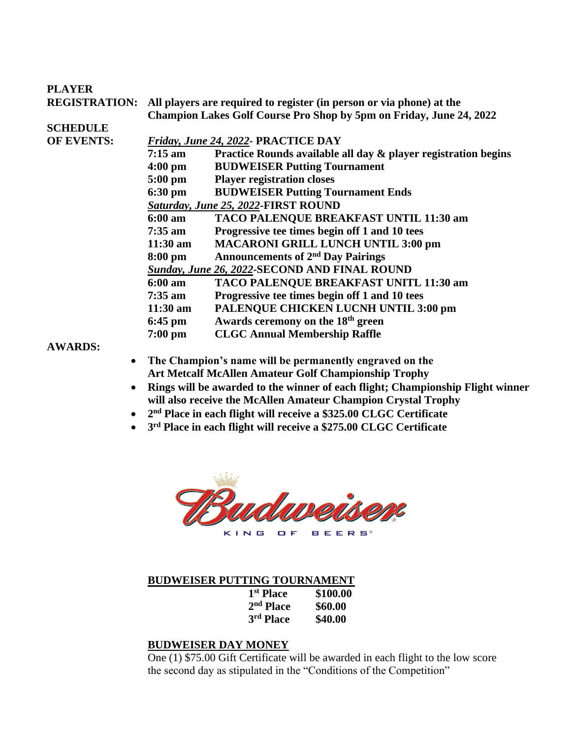**PLAYER REGISTRATION:** **All players are required to register (in person or via phone) at the Champion Lakes Golf Course Pro Shop by 5pm on Friday, June 24, 2022**

**SCHEDULE OF EVENTS:**

***Friday, June 24, 2022*- PRACTICE DAY**

| | |
|---|---|
| **7:15 am** | **Practice Rounds available all day & player registration begins** |
| **4:00 pm** | **BUDWEISER Putting Tournament** |
| **5:00 pm** | **Player registration closes** |
| **6:30 pm** | **BUDWEISER Putting Tournament Ends** |

***Saturday, June 25, 2022*-FIRST ROUND**

| | |
|---|---|
| **6:00 am** | **TACO PALENQUE BREAKFAST UNTIL 11:30 am** |
| **7:35 am** | **Progressive tee times begin off 1 and 10 tees** |
| **11:30 am** | **MACARONI GRILL LUNCH UNTIL 3:00 pm** |
| **8:00 pm** | **Announcements of 2nd Day Pairings** |

***Sunday, June 26, 2022*-SECOND AND FINAL ROUND**

| | |
|---|---|
| **6:00 am** | **TACO PALENQUE BREAKFAST UNITL 11:30 am** |
| **7:35 am** | **Progressive tee times begin off 1 and 10 tees** |
| **11:30 am** | **PALENQUE CHICKEN LUCNH UNTIL 3:00 pm** |
| **6:45 pm** | **Awards ceremony on the 18th green** |
| **7:00 pm** | **CLGC Annual Membership Raffle** |

**AWARDS:**

- **The Champion's name will be permanently engraved on the Art Metcalf McAllen Amateur Golf Championship Trophy**
- **Rings will be awarded to the winner of each flight; Championship Flight winner will also receive the McAllen Amateur Champion Crystal Trophy**
- **2nd Place in each flight will receive a $325.00 CLGC Certificate**
- **3rd Place in each flight will receive a $275.00 CLGC Certificate**

Budweiser
KING OF BEERS®

## BUDWEISER PUTTING TOURNAMENT

| | |
|---|---|
| **1st Place** | **$100.00** |
| **2nd Place** | **$60.00** |
| **3rd Place** | **$40.00** |

## BUDWEISER DAY MONEY

One (1) $75.00 Gift Certificate will be awarded in each flight to the low score the second day as stipulated in the "Conditions of the Competition"